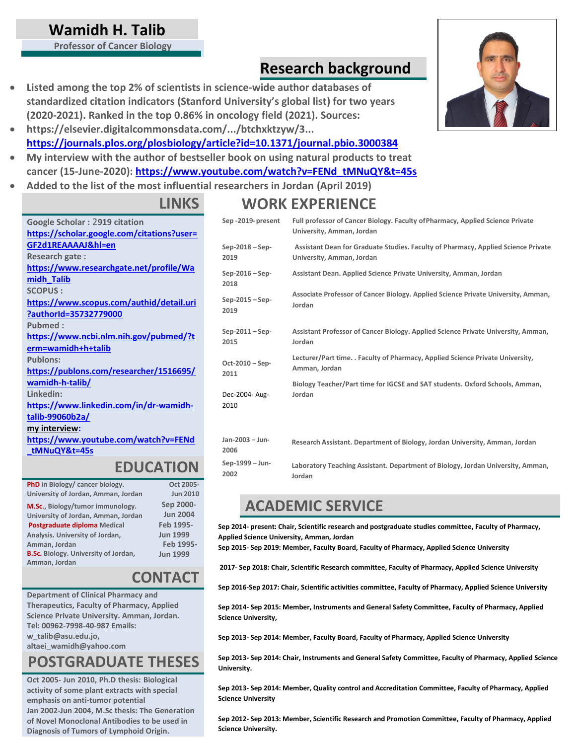# Wamidh H. Talib

**Professor of Cancer Biology**

## Research background

- Listed among the top 2% of scientists in science-wide author databases of standardized citation indicators (Stanford University's global list) for two years (2020-2021). Ranked in the top 0.86% in oncology field (2021). Sources:
- https://elsevier.digitalcommonsdata.com/.../btchxktzyw/3...
  https://journals.plos.org/plosbiology/article?id=10.1371/journal.pbio.3000384
- My interview with the author of bestseller book on using natural products to treat cancer (15-June-2020): https://www.youtube.com/watch?v=FENd_tMNuQY&t=45s
- Added to the list of the most influential researchers in Jordan (April 2019)

## LINKS

**Google Scholar :** 2919 citation
https://scholar.google.com/citations?user=GF2d1REAAAAJ&hl=en

**Research gate :**
https://www.researchgate.net/profile/Wamidh_Talib

**SCOPUS :**
https://www.scopus.com/authid/detail.uri?authorId=35732779000

**Pubmed :**
https://www.ncbi.nlm.nih.gov/pubmed/?term=wamidh+h+talib

**Publons:**
https://publons.com/researcher/1516695/wamidh-h-talib/

**Linkedin:**
https://www.linkedin.com/in/dr-wamidh-talib-99060b2a/

**my interview:**
https://www.youtube.com/watch?v=FENd_tMNuQY&t=45s

## EDUCATION

| Degree | Dates |
|---|---|
| **PhD** in Biology/ cancer biology. University of Jordan, Amman, Jordan | Oct 2005- Jun 2010 |
| **M.Sc.**, Biology/tumor immunology. University of Jordan, Amman, Jordan | Sep 2000- Jun 2004 |
| **Postgraduate diploma** Medical Analysis. University of Jordan, Amman, Jordan | Feb 1995- Jun 1999 |
| **B.Sc.** Biology. University of Jordan, Amman, Jordan | Feb 1995- Jun 1999 |

## CONTACT

Department of Clinical Pharmacy and Therapeutics, Faculty of Pharmacy, Applied Science Private University. Amman, Jordan.
Tel: 00962-7998-40-987 Emails:
w_talib@asu.edu.jo,
altaei_wamidh@yahoo.com

## POSTGRADUATE THESES

Oct 2005- Jun 2010, Ph.D thesis: Biological activity of some plant extracts with special emphasis on anti-tumor potential

Jan 2002-Jun 2004, M.Sc thesis: The Generation of Novel Monoclonal Antibodies to be used in Diagnosis of Tumors of Lymphoid Origin.

## WORK EXPERIENCE

| Period | Position |
|---|---|
| Sep -2019- present | Full professor of Cancer Biology. Faculty ofPharmacy, Applied Science Private University, Amman, Jordan |
| Sep-2018 – Sep-2019 | Assistant Dean for Graduate Studies. Faculty of Pharmacy, Applied Science Private University, Amman, Jordan |
| Sep-2016 – Sep-2018 | Assistant Dean. Applied Science Private University, Amman, Jordan |
| Sep-2015 – Sep-2019 | Associate Professor of Cancer Biology. Applied Science Private University, Amman, Jordan |
| Sep-2011 – Sep-2015 | Assistant Professor of Cancer Biology. Applied Science Private University, Amman, Jordan |
| Oct-2010 – Sep-2011 | Lecturer/Part time. . Faculty of Pharmacy, Applied Science Private University, Amman, Jordan |
| Dec-2004- Aug-2010 | Biology Teacher/Part time for IGCSE and SAT students. Oxford Schools, Amman, Jordan |
| Jan-2003 – Jun-2006 | Research Assistant. Department of Biology, Jordan University, Amman, Jordan |
| Sep-1999 – Jun-2002 | Laboratory Teaching Assistant. Department of Biology, Jordan University, Amman, Jordan |

## ACADEMIC SERVICE

Sep 2014- present: Chair, Scientific research and postgraduate studies committee, Faculty of Pharmacy, Applied Science University, Amman, Jordan

Sep 2015- Sep 2019: Member, Faculty Board, Faculty of Pharmacy, Applied Science University

2017- Sep 2018: Chair, Scientific Research committee, Faculty of Pharmacy, Applied Science University

Sep 2016-Sep 2017: Chair, Scientific activities committee, Faculty of Pharmacy, Applied Science University

Sep 2014- Sep 2015: Member, Instruments and General Safety Committee, Faculty of Pharmacy, Applied Science University,

Sep 2013- Sep 2014: Member, Faculty Board, Faculty of Pharmacy, Applied Science University

Sep 2013- Sep 2014: Chair, Instruments and General Safety Committee, Faculty of Pharmacy, Applied Science University.

Sep 2013- Sep 2014: Member, Quality control and Accreditation Committee, Faculty of Pharmacy, Applied Science University

Sep 2012- Sep 2013: Member, Scientific Research and Promotion Committee, Faculty of Pharmacy, Applied Science University.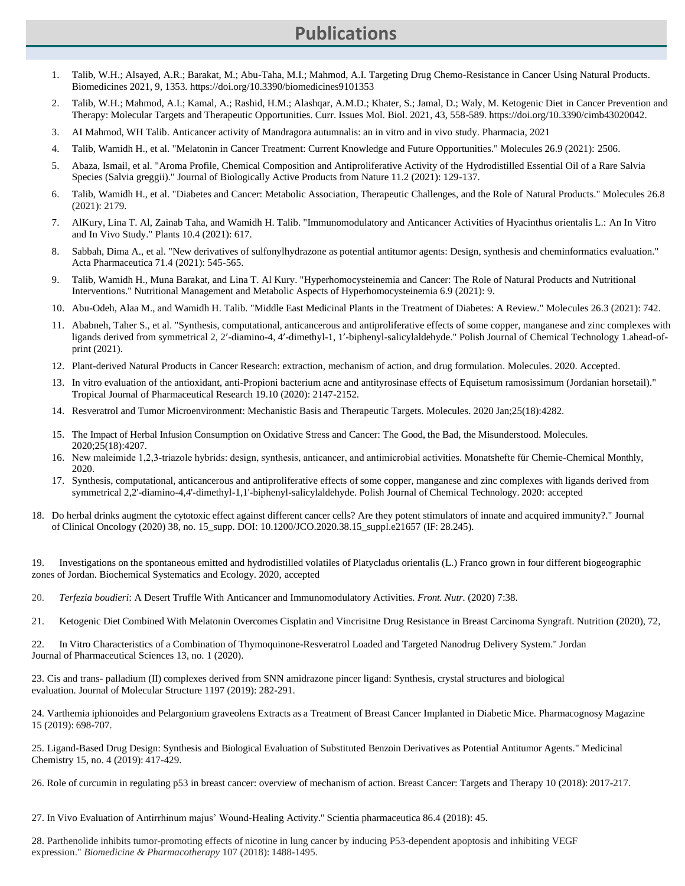# Publications

1. Talib, W.H.; Alsayed, A.R.; Barakat, M.; Abu-Taha, M.I.; Mahmod, A.I. Targeting Drug Chemo-Resistance in Cancer Using Natural Products. Biomedicines 2021, 9, 1353. https://doi.org/10.3390/biomedicines9101353
2. Talib, W.H.; Mahmod, A.I.; Kamal, A.; Rashid, H.M.; Alashqar, A.M.D.; Khater, S.; Jamal, D.; Waly, M. Ketogenic Diet in Cancer Prevention and Therapy: Molecular Targets and Therapeutic Opportunities. Curr. Issues Mol. Biol. 2021, 43, 558-589. https://doi.org/10.3390/cimb43020042.
3. AI Mahmod, WH Talib. Anticancer activity of Mandragora autumnalis: an in vitro and in vivo study. Pharmacia, 2021
4. Talib, Wamidh H., et al. "Melatonin in Cancer Treatment: Current Knowledge and Future Opportunities." Molecules 26.9 (2021): 2506.
5. Abaza, Ismail, et al. "Aroma Profile, Chemical Composition and Antiproliferative Activity of the Hydrodistilled Essential Oil of a Rare Salvia Species (Salvia greggii)." Journal of Biologically Active Products from Nature 11.2 (2021): 129-137.
6. Talib, Wamidh H., et al. "Diabetes and Cancer: Metabolic Association, Therapeutic Challenges, and the Role of Natural Products." Molecules 26.8 (2021): 2179.
7. AlKury, Lina T. Al, Zainab Taha, and Wamidh H. Talib. "Immunomodulatory and Anticancer Activities of Hyacinthus orientalis L.: An In Vitro and In Vivo Study." Plants 10.4 (2021): 617.
8. Sabbah, Dima A., et al. "New derivatives of sulfonylhydrazone as potential antitumor agents: Design, synthesis and cheminformatics evaluation." Acta Pharmaceutica 71.4 (2021): 545-565.
9. Talib, Wamidh H., Muna Barakat, and Lina T. Al Kury. "Hyperhomocysteinemia and Cancer: The Role of Natural Products and Nutritional Interventions." Nutritional Management and Metabolic Aspects of Hyperhomocysteinemia 6.9 (2021): 9.
10. Abu-Odeh, Alaa M., and Wamidh H. Talib. "Middle East Medicinal Plants in the Treatment of Diabetes: A Review." Molecules 26.3 (2021): 742.
11. Ababneh, Taher S., et al. "Synthesis, computational, anticancerous and antiproliferative effects of some copper, manganese and zinc complexes with ligands derived from symmetrical 2, 2′-diamino-4, 4′-dimethyl-1, 1′-biphenyl-salicylaldehyde." Polish Journal of Chemical Technology 1.ahead-of-print (2021).
12. Plant-derived Natural Products in Cancer Research: extraction, mechanism of action, and drug formulation. Molecules. 2020. Accepted.
13. In vitro evaluation of the antioxidant, anti-Propioni bacterium acne and antityrosinase effects of Equisetum ramosissimum (Jordanian horsetail)." Tropical Journal of Pharmaceutical Research 19.10 (2020): 2147-2152.
14. Resveratrol and Tumor Microenvironment: Mechanistic Basis and Therapeutic Targets. Molecules. 2020 Jan;25(18):4282.
15. The Impact of Herbal Infusion Consumption on Oxidative Stress and Cancer: The Good, the Bad, the Misunderstood. Molecules. 2020;25(18):4207.
16. New maleimide 1,2,3-triazole hybrids: design, synthesis, anticancer, and antimicrobial activities. Monatshefte für Chemie-Chemical Monthly, 2020.
17. Synthesis, computational, anticancerous and antiproliferative effects of some copper, manganese and zinc complexes with ligands derived from symmetrical 2,2'-diamino-4,4'-dimethyl-1,1'-biphenyl-salicylaldehyde. Polish Journal of Chemical Technology. 2020: accepted
18. Do herbal drinks augment the cytotoxic effect against different cancer cells? Are they potent stimulators of innate and acquired immunity?." Journal of Clinical Oncology (2020) 38, no. 15_supp. DOI: 10.1200/JCO.2020.38.15_suppl.e21657 (IF: 28.245).
19. Investigations on the spontaneous emitted and hydrodistilled volatiles of Platycladus orientalis (L.) Franco grown in four different biogeographic zones of Jordan. Biochemical Systematics and Ecology. 2020, accepted
20. *Terfezia boudieri*: A Desert Truffle With Anticancer and Immunomodulatory Activities. *Front. Nutr.* (2020) 7:38.
21. Ketogenic Diet Combined With Melatonin Overcomes Cisplatin and Vincrisitne Drug Resistance in Breast Carcinoma Syngraft. Nutrition (2020), 72,
22. In Vitro Characteristics of a Combination of Thymoquinone-Resveratrol Loaded and Targeted Nanodrug Delivery System." Jordan Journal of Pharmaceutical Sciences 13, no. 1 (2020).
23. Cis and trans- palladium (II) complexes derived from SNN amidrazone pincer ligand: Synthesis, crystal structures and biological evaluation. Journal of Molecular Structure 1197 (2019): 282-291.
24. Varthemia iphionoides and Pelargonium graveolens Extracts as a Treatment of Breast Cancer Implanted in Diabetic Mice. Pharmacognosy Magazine 15 (2019): 698-707.
25. Ligand-Based Drug Design: Synthesis and Biological Evaluation of Substituted Benzoin Derivatives as Potential Antitumor Agents." Medicinal Chemistry 15, no. 4 (2019): 417-429.
26. Role of curcumin in regulating p53 in breast cancer: overview of mechanism of action. Breast Cancer: Targets and Therapy 10 (2018): 2017-217.
27. In Vivo Evaluation of Antirrhinum majus' Wound-Healing Activity." Scientia pharmaceutica 86.4 (2018): 45.
28. Parthenolide inhibits tumor-promoting effects of nicotine in lung cancer by inducing P53-dependent apoptosis and inhibiting VEGF expression." *Biomedicine & Pharmacotherapy* 107 (2018): 1488-1495.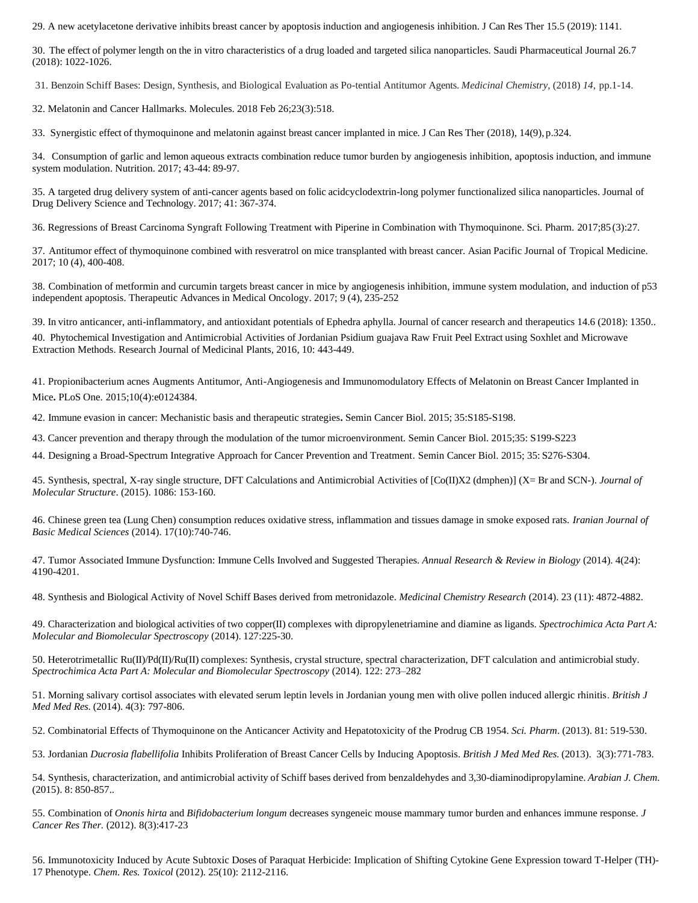29. A new acetylacetone derivative inhibits breast cancer by apoptosis induction and angiogenesis inhibition. J Can Res Ther 15.5 (2019): 1141.

30. The effect of polymer length on the in vitro characteristics of a drug loaded and targeted silica nanoparticles. Saudi Pharmaceutical Journal 26.7 (2018): 1022-1026.

31. Benzoin Schiff Bases: Design, Synthesis, and Biological Evaluation as Po-tential Antitumor Agents. *Medicinal Chemistry*, (2018) *14*, pp.1-14.

32. Melatonin and Cancer Hallmarks. Molecules. 2018 Feb 26;23(3):518.

33. Synergistic effect of thymoquinone and melatonin against breast cancer implanted in mice. J Can Res Ther (2018), 14(9), p.324.

34. Consumption of garlic and lemon aqueous extracts combination reduce tumor burden by angiogenesis inhibition, apoptosis induction, and immune system modulation. Nutrition. 2017; 43-44: 89-97.

35. A targeted drug delivery system of anti-cancer agents based on folic acidcyclodextrin-long polymer functionalized silica nanoparticles. Journal of Drug Delivery Science and Technology. 2017; 41: 367-374.

36. Regressions of Breast Carcinoma Syngraft Following Treatment with Piperine in Combination with Thymoquinone. Sci. Pharm. 2017;85(3):27.

37. Antitumor effect of thymoquinone combined with resveratrol on mice transplanted with breast cancer. Asian Pacific Journal of Tropical Medicine. 2017; 10 (4), 400-408.

38. Combination of metformin and curcumin targets breast cancer in mice by angiogenesis inhibition, immune system modulation, and induction of p53 independent apoptosis. Therapeutic Advances in Medical Oncology. 2017; 9 (4), 235-252

39. In vitro anticancer, anti-inflammatory, and antioxidant potentials of Ephedra aphylla. Journal of cancer research and therapeutics 14.6 (2018): 1350..

40. Phytochemical Investigation and Antimicrobial Activities of Jordanian Psidium guajava Raw Fruit Peel Extract using Soxhlet and Microwave Extraction Methods. Research Journal of Medicinal Plants, 2016, 10: 443-449.

41. Propionibacterium acnes Augments Antitumor, Anti-Angiogenesis and Immunomodulatory Effects of Melatonin on Breast Cancer Implanted in Mice**.** PLoS One. 2015;10(4):e0124384.

42. Immune evasion in cancer: Mechanistic basis and therapeutic strategies**.** Semin Cancer Biol. 2015; 35:S185-S198.

43. Cancer prevention and therapy through the modulation of the tumor microenvironment. Semin Cancer Biol. 2015;35: S199-S223

44. Designing a Broad-Spectrum Integrative Approach for Cancer Prevention and Treatment. Semin Cancer Biol. 2015; 35: S276-S304.

45. Synthesis, spectral, X-ray single structure, DFT Calculations and Antimicrobial Activities of [Co(II)X2 (dmphen)] (X= Br and SCN-). *Journal of Molecular Structure*. (2015). 1086: 153-160.

46. Chinese green tea (Lung Chen) consumption reduces oxidative stress, inflammation and tissues damage in smoke exposed rats. *Iranian Journal of Basic Medical Sciences* (2014). 17(10):740-746.

47. Tumor Associated Immune Dysfunction: Immune Cells Involved and Suggested Therapies. *Annual Research & Review in Biology* (2014). 4(24): 4190-4201.

48. Synthesis and Biological Activity of Novel Schiff Bases derived from metronidazole. *Medicinal Chemistry Research* (2014). 23 (11): 4872-4882.

49. Characterization and biological activities of two copper(II) complexes with dipropylenetriamine and diamine as ligands. *Spectrochimica Acta Part A: Molecular and Biomolecular Spectroscopy* (2014). 127:225-30.

50. Heterotrimetallic Ru(II)/Pd(II)/Ru(II) complexes: Synthesis, crystal structure, spectral characterization, DFT calculation and antimicrobial study. *Spectrochimica Acta Part A: Molecular and Biomolecular Spectroscopy* (2014). 122: 273–282

51. Morning salivary cortisol associates with elevated serum leptin levels in Jordanian young men with olive pollen induced allergic rhinitis. *British J Med Med Res.* (2014). 4(3): 797-806.

52. Combinatorial Effects of Thymoquinone on the Anticancer Activity and Hepatotoxicity of the Prodrug CB 1954. *Sci. Pharm*. (2013). 81: 519-530.

53. Jordanian *Ducrosia flabellifolia* Inhibits Proliferation of Breast Cancer Cells by Inducing Apoptosis. *British J Med Med Res.* (2013). 3(3):771-783.

54. Synthesis, characterization, and antimicrobial activity of Schiff bases derived from benzaldehydes and 3,30-diaminodipropylamine. *Arabian J. Chem*. (2015). 8: 850-857..

55. Combination of *Ononis hirta* and *Bifidobacterium longum* decreases syngeneic mouse mammary tumor burden and enhances immune response. *J Cancer Res Ther.* (2012). 8(3):417-23

56. Immunotoxicity Induced by Acute Subtoxic Doses of Paraquat Herbicide: Implication of Shifting Cytokine Gene Expression toward T-Helper (TH)-17 Phenotype. *Chem. Res. Toxicol* (2012). 25(10): 2112-2116.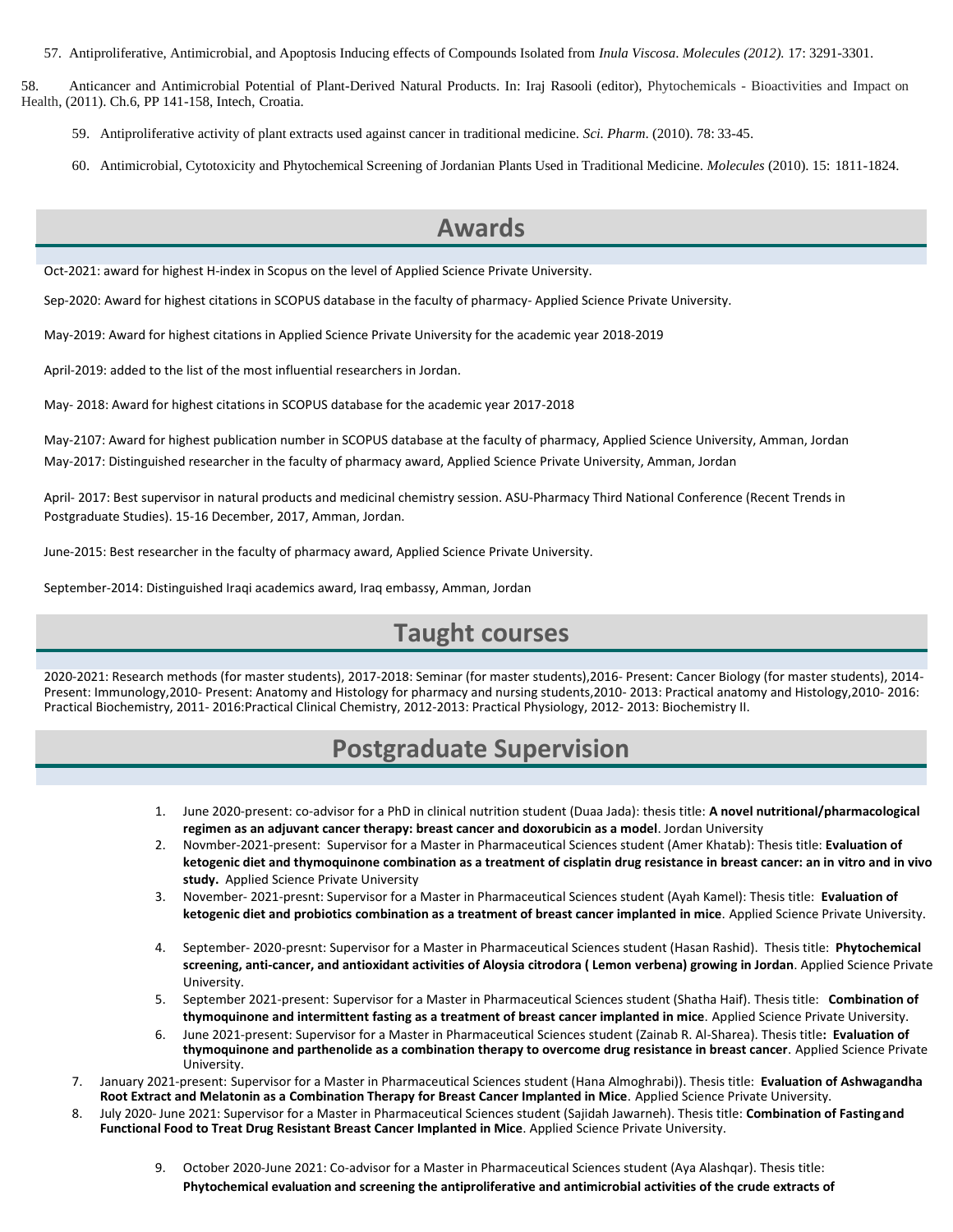57. Antiproliferative, Antimicrobial, and Apoptosis Inducing effects of Compounds Isolated from *Inula Viscosa*. *Molecules (2012).* 17: 3291-3301.

58. Anticancer and Antimicrobial Potential of Plant-Derived Natural Products. In: Iraj Rasooli (editor), Phytochemicals - Bioactivities and Impact on Health, (2011). Ch.6, PP 141-158, Intech, Croatia.

59. Antiproliferative activity of plant extracts used against cancer in traditional medicine. *Sci. Pharm*. (2010). 78: 33-45.

60. Antimicrobial, Cytotoxicity and Phytochemical Screening of Jordanian Plants Used in Traditional Medicine. *Molecules* (2010). 15: 1811-1824.

## Awards

Oct-2021: award for highest H-index in Scopus on the level of Applied Science Private University.

Sep-2020: Award for highest citations in SCOPUS database in the faculty of pharmacy- Applied Science Private University.

May-2019: Award for highest citations in Applied Science Private University for the academic year 2018-2019

April-2019: added to the list of the most influential researchers in Jordan.

May- 2018: Award for highest citations in SCOPUS database for the academic year 2017-2018

May-2107: Award for highest publication number in SCOPUS database at the faculty of pharmacy, Applied Science University, Amman, Jordan

May-2017: Distinguished researcher in the faculty of pharmacy award, Applied Science Private University, Amman, Jordan

April- 2017: Best supervisor in natural products and medicinal chemistry session. ASU-Pharmacy Third National Conference (Recent Trends in Postgraduate Studies). 15-16 December, 2017, Amman, Jordan.

June-2015: Best researcher in the faculty of pharmacy award, Applied Science Private University.

September-2014: Distinguished Iraqi academics award, Iraq embassy, Amman, Jordan

## Taught courses

2020-2021: Research methods (for master students), 2017-2018: Seminar (for master students),2016- Present: Cancer Biology (for master students), 2014-Present: Immunology,2010- Present: Anatomy and Histology for pharmacy and nursing students,2010- 2013: Practical anatomy and Histology,2010- 2016: Practical Biochemistry, 2011- 2016:Practical Clinical Chemistry, 2012-2013: Practical Physiology, 2012- 2013: Biochemistry II.

## Postgraduate Supervision

1. June 2020-present: co-advisor for a PhD in clinical nutrition student (Duaa Jada): thesis title: **A novel nutritional/pharmacological regimen as an adjuvant cancer therapy: breast cancer and doxorubicin as a model**. Jordan University
2. Novmber-2021-present: Supervisor for a Master in Pharmaceutical Sciences student (Amer Khatab): Thesis title: **Evaluation of ketogenic diet and thymoquinone combination as a treatment of cisplatin drug resistance in breast cancer: an in vitro and in vivo study.** Applied Science Private University
3. November- 2021-presnt: Supervisor for a Master in Pharmaceutical Sciences student (Ayah Kamel): Thesis title: **Evaluation of ketogenic diet and probiotics combination as a treatment of breast cancer implanted in mice**. Applied Science Private University.
4. September- 2020-presnt: Supervisor for a Master in Pharmaceutical Sciences student (Hasan Rashid). Thesis title: **Phytochemical screening, anti-cancer, and antioxidant activities of Aloysia citrodora ( Lemon verbena) growing in Jordan**. Applied Science Private University.
5. September 2021-present: Supervisor for a Master in Pharmaceutical Sciences student (Shatha Haif). Thesis title: **Combination of thymoquinone and intermittent fasting as a treatment of breast cancer implanted in mice**. Applied Science Private University.
6. June 2021-present: Supervisor for a Master in Pharmaceutical Sciences student (Zainab R. Al-Sharea). Thesis title**: Evaluation of thymoquinone and parthenolide as a combination therapy to overcome drug resistance in breast cancer**. Applied Science Private University.
7. January 2021-present: Supervisor for a Master in Pharmaceutical Sciences student (Hana Almoghrabi)). Thesis title: **Evaluation of Ashwagandha Root Extract and Melatonin as a Combination Therapy for Breast Cancer Implanted in Mice**. Applied Science Private University.
8. July 2020- June 2021: Supervisor for a Master in Pharmaceutical Sciences student (Sajidah Jawarneh). Thesis title: **Combination of Fasting and Functional Food to Treat Drug Resistant Breast Cancer Implanted in Mice**. Applied Science Private University.
9. October 2020-June 2021: Co-advisor for a Master in Pharmaceutical Sciences student (Aya Alashqar). Thesis title: **Phytochemical evaluation and screening the antiproliferative and antimicrobial activities of the crude extracts of**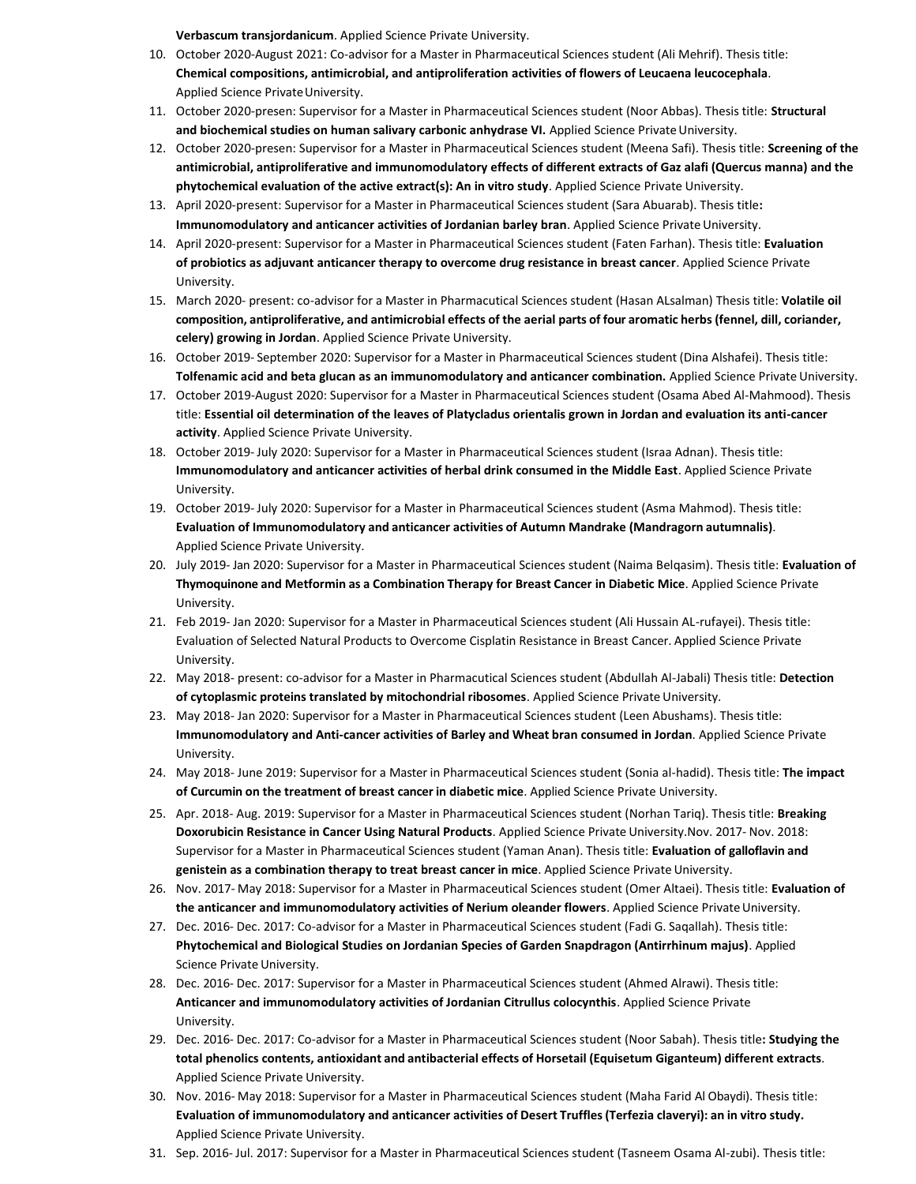**Verbascum transjordanicum**. Applied Science Private University.

10. October 2020-August 2021: Co-advisor for a Master in Pharmaceutical Sciences student (Ali Mehrif). Thesis title: **Chemical compositions, antimicrobial, and antiproliferation activities of flowers of Leucaena leucocephala**. Applied Science Private University.
11. October 2020-presen: Supervisor for a Master in Pharmaceutical Sciences student (Noor Abbas). Thesis title: **Structural and biochemical studies on human salivary carbonic anhydrase VI.** Applied Science Private University.
12. October 2020-presen: Supervisor for a Master in Pharmaceutical Sciences student (Meena Safi). Thesis title: **Screening of the antimicrobial, antiproliferative and immunomodulatory effects of different extracts of Gaz alafi (Quercus manna) and the phytochemical evaluation of the active extract(s): An in vitro study**. Applied Science Private University.
13. April 2020-present: Supervisor for a Master in Pharmaceutical Sciences student (Sara Abuarab). Thesis title**: Immunomodulatory and anticancer activities of Jordanian barley bran**. Applied Science Private University.
14. April 2020-present: Supervisor for a Master in Pharmaceutical Sciences student (Faten Farhan). Thesis title: **Evaluation of probiotics as adjuvant anticancer therapy to overcome drug resistance in breast cancer**. Applied Science Private University.
15. March 2020- present: co-advisor for a Master in Pharmacutical Sciences student (Hasan ALsalman) Thesis title: **Volatile oil composition, antiproliferative, and antimicrobial effects of the aerial parts of four aromatic herbs (fennel, dill, coriander, celery) growing in Jordan**. Applied Science Private University.
16. October 2019- September 2020: Supervisor for a Master in Pharmaceutical Sciences student (Dina Alshafei). Thesis title: **Tolfenamic acid and beta glucan as an immunomodulatory and anticancer combination.** Applied Science Private University.
17. October 2019-August 2020: Supervisor for a Master in Pharmaceutical Sciences student (Osama Abed Al-Mahmood). Thesis title: **Essential oil determination of the leaves of Platycladus orientalis grown in Jordan and evaluation its anti-cancer activity**. Applied Science Private University.
18. October 2019- July 2020: Supervisor for a Master in Pharmaceutical Sciences student (Israa Adnan). Thesis title: **Immunomodulatory and anticancer activities of herbal drink consumed in the Middle East**. Applied Science Private University.
19. October 2019- July 2020: Supervisor for a Master in Pharmaceutical Sciences student (Asma Mahmod). Thesis title: **Evaluation of Immunomodulatory and anticancer activities of Autumn Mandrake (Mandragorn autumnalis)**. Applied Science Private University.
20. July 2019- Jan 2020: Supervisor for a Master in Pharmaceutical Sciences student (Naima Belqasim). Thesis title: **Evaluation of Thymoquinone and Metformin as a Combination Therapy for Breast Cancer in Diabetic Mice**. Applied Science Private University.
21. Feb 2019- Jan 2020: Supervisor for a Master in Pharmaceutical Sciences student (Ali Hussain AL-rufayei). Thesis title: Evaluation of Selected Natural Products to Overcome Cisplatin Resistance in Breast Cancer. Applied Science Private University.
22. May 2018- present: co-advisor for a Master in Pharmacutical Sciences student (Abdullah Al-Jabali) Thesis title: **Detection of cytoplasmic proteins translated by mitochondrial ribosomes**. Applied Science Private University.
23. May 2018- Jan 2020: Supervisor for a Master in Pharmaceutical Sciences student (Leen Abushams). Thesis title: **Immunomodulatory and Anti-cancer activities of Barley and Wheat bran consumed in Jordan**. Applied Science Private University.
24. May 2018- June 2019: Supervisor for a Master in Pharmaceutical Sciences student (Sonia al-hadid). Thesis title: **The impact of Curcumin on the treatment of breast cancer in diabetic mice**. Applied Science Private University.
25. Apr. 2018- Aug. 2019: Supervisor for a Master in Pharmaceutical Sciences student (Norhan Tariq). Thesis title: **Breaking Doxorubicin Resistance in Cancer Using Natural Products**. Applied Science Private University.Nov. 2017- Nov. 2018: Supervisor for a Master in Pharmaceutical Sciences student (Yaman Anan). Thesis title: **Evaluation of galloflavin and genistein as a combination therapy to treat breast cancer in mice**. Applied Science Private University.
26. Nov. 2017- May 2018: Supervisor for a Master in Pharmaceutical Sciences student (Omer Altaei). Thesis title: **Evaluation of the anticancer and immunomodulatory activities of Nerium oleander flowers**. Applied Science Private University.
27. Dec. 2016- Dec. 2017: Co-advisor for a Master in Pharmaceutical Sciences student (Fadi G. Saqallah). Thesis title: **Phytochemical and Biological Studies on Jordanian Species of Garden Snapdragon (Antirrhinum majus)**. Applied Science Private University.
28. Dec. 2016- Dec. 2017: Supervisor for a Master in Pharmaceutical Sciences student (Ahmed Alrawi). Thesis title: **Anticancer and immunomodulatory activities of Jordanian Citrullus colocynthis**. Applied Science Private University.
29. Dec. 2016- Dec. 2017: Co-advisor for a Master in Pharmaceutical Sciences student (Noor Sabah). Thesis title**: Studying the total phenolics contents, antioxidant and antibacterial effects of Horsetail (Equisetum Giganteum) different extracts**. Applied Science Private University.
30. Nov. 2016- May 2018: Supervisor for a Master in Pharmaceutical Sciences student (Maha Farid Al Obaydi). Thesis title: **Evaluation of immunomodulatory and anticancer activities of Desert Truffles (Terfezia claveryi): an in vitro study.** Applied Science Private University.
31. Sep. 2016- Jul. 2017: Supervisor for a Master in Pharmaceutical Sciences student (Tasneem Osama Al-zubi). Thesis title: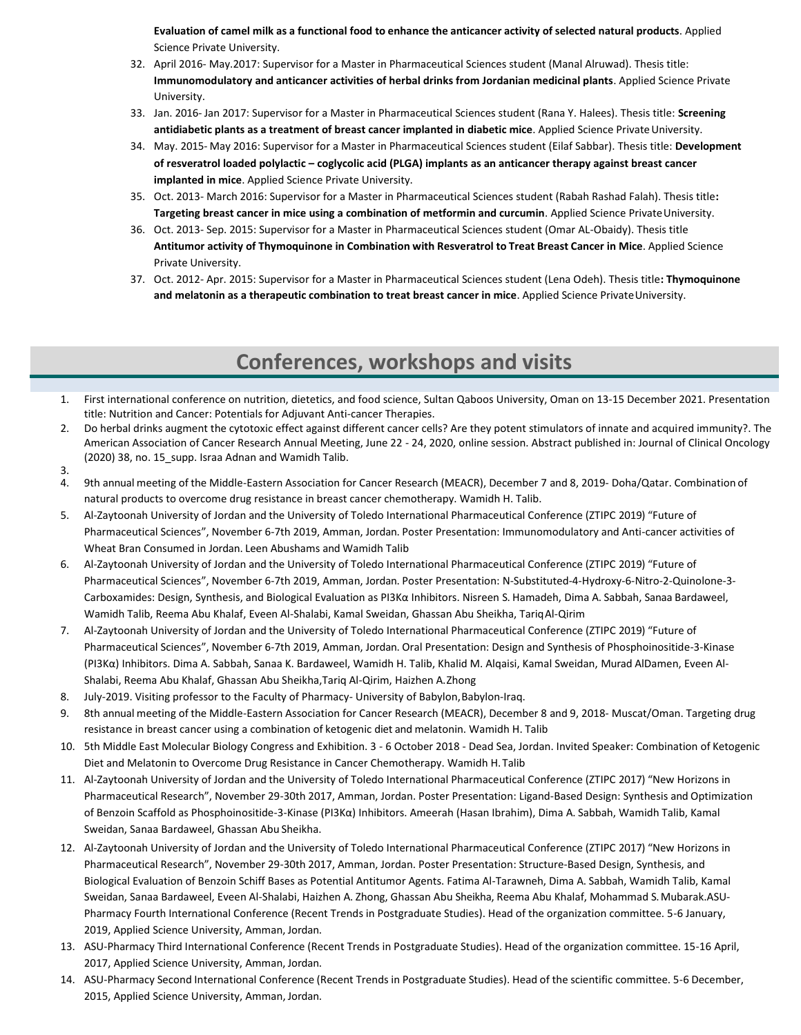**Evaluation of camel milk as a functional food to enhance the anticancer activity of selected natural products**. Applied Science Private University.

32. April 2016- May.2017: Supervisor for a Master in Pharmaceutical Sciences student (Manal Alruwad). Thesis title: **Immunomodulatory and anticancer activities of herbal drinks from Jordanian medicinal plants**. Applied Science Private University.
33. Jan. 2016- Jan 2017: Supervisor for a Master in Pharmaceutical Sciences student (Rana Y. Halees). Thesis title: **Screening antidiabetic plants as a treatment of breast cancer implanted in diabetic mice**. Applied Science Private University.
34. May. 2015- May 2016: Supervisor for a Master in Pharmaceutical Sciences student (Eilaf Sabbar). Thesis title: **Development of resveratrol loaded polylactic – coglycolic acid (PLGA) implants as an anticancer therapy against breast cancer implanted in mice**. Applied Science Private University.
35. Oct. 2013- March 2016: Supervisor for a Master in Pharmaceutical Sciences student (Rabah Rashad Falah). Thesis title**: Targeting breast cancer in mice using a combination of metformin and curcumin**. Applied Science Private University.
36. Oct. 2013- Sep. 2015: Supervisor for a Master in Pharmaceutical Sciences student (Omar AL-Obaidy). Thesis title **Antitumor activity of Thymoquinone in Combination with Resveratrol to Treat Breast Cancer in Mice**. Applied Science Private University.
37. Oct. 2012- Apr. 2015: Supervisor for a Master in Pharmaceutical Sciences student (Lena Odeh). Thesis title**: Thymoquinone and melatonin as a therapeutic combination to treat breast cancer in mice**. Applied Science Private University.

# Conferences, workshops and visits

1. First international conference on nutrition, dietetics, and food science, Sultan Qaboos University, Oman on 13-15 December 2021. Presentation title: Nutrition and Cancer: Potentials for Adjuvant Anti-cancer Therapies.
2. Do herbal drinks augment the cytotoxic effect against different cancer cells? Are they potent stimulators of innate and acquired immunity?. The American Association of Cancer Research Annual Meeting, June 22 - 24, 2020, online session. Abstract published in: Journal of Clinical Oncology (2020) 38, no. 15_supp. Israa Adnan and Wamidh Talib.
3. 
4. 9th annual meeting of the Middle-Eastern Association for Cancer Research (MEACR), December 7 and 8, 2019- Doha/Qatar. Combination of natural products to overcome drug resistance in breast cancer chemotherapy. Wamidh H. Talib.
5. Al-Zaytoonah University of Jordan and the University of Toledo International Pharmaceutical Conference (ZTIPC 2019) "Future of Pharmaceutical Sciences", November 6-7th 2019, Amman, Jordan. Poster Presentation: Immunomodulatory and Anti-cancer activities of Wheat Bran Consumed in Jordan. Leen Abushams and Wamidh Talib
6. Al-Zaytoonah University of Jordan and the University of Toledo International Pharmaceutical Conference (ZTIPC 2019) "Future of Pharmaceutical Sciences", November 6-7th 2019, Amman, Jordan. Poster Presentation: N-Substituted-4-Hydroxy-6-Nitro-2-Quinolone-3-Carboxamides: Design, Synthesis, and Biological Evaluation as PI3Kα Inhibitors. Nisreen S. Hamadeh, Dima A. Sabbah, Sanaa Bardaweel, Wamidh Talib, Reema Abu Khalaf, Eveen Al-Shalabi, Kamal Sweidan, Ghassan Abu Sheikha, Tariq Al-Qirim
7. Al-Zaytoonah University of Jordan and the University of Toledo International Pharmaceutical Conference (ZTIPC 2019) "Future of Pharmaceutical Sciences", November 6-7th 2019, Amman, Jordan. Oral Presentation: Design and Synthesis of Phosphoinositide-3-Kinase (PI3Kα) Inhibitors. Dima A. Sabbah, Sanaa K. Bardaweel, Wamidh H. Talib, Khalid M. Alqaisi, Kamal Sweidan, Murad AlDamen, Eveen Al-Shalabi, Reema Abu Khalaf, Ghassan Abu Sheikha,Tariq Al-Qirim, Haizhen A.Zhong
8. July-2019. Visiting professor to the Faculty of Pharmacy- University of Babylon,Babylon-Iraq.
9. 8th annual meeting of the Middle-Eastern Association for Cancer Research (MEACR), December 8 and 9, 2018- Muscat/Oman. Targeting drug resistance in breast cancer using a combination of ketogenic diet and melatonin. Wamidh H. Talib
10. 5th Middle East Molecular Biology Congress and Exhibition. 3 - 6 October 2018 - Dead Sea, Jordan. Invited Speaker: Combination of Ketogenic Diet and Melatonin to Overcome Drug Resistance in Cancer Chemotherapy. Wamidh H. Talib
11. Al-Zaytoonah University of Jordan and the University of Toledo International Pharmaceutical Conference (ZTIPC 2017) "New Horizons in Pharmaceutical Research", November 29-30th 2017, Amman, Jordan. Poster Presentation: Ligand-Based Design: Synthesis and Optimization of Benzoin Scaffold as Phosphoinositide-3-Kinase (PI3Kα) Inhibitors. Ameerah (Hasan Ibrahim), Dima A. Sabbah, Wamidh Talib, Kamal Sweidan, Sanaa Bardaweel, Ghassan Abu Sheikha.
12. Al-Zaytoonah University of Jordan and the University of Toledo International Pharmaceutical Conference (ZTIPC 2017) "New Horizons in Pharmaceutical Research", November 29-30th 2017, Amman, Jordan. Poster Presentation: Structure-Based Design, Synthesis, and Biological Evaluation of Benzoin Schiff Bases as Potential Antitumor Agents. Fatima Al-Tarawneh, Dima A. Sabbah, Wamidh Talib, Kamal Sweidan, Sanaa Bardaweel, Eveen Al-Shalabi, Haizhen A. Zhong, Ghassan Abu Sheikha, Reema Abu Khalaf, Mohammad S. Mubarak.ASU-Pharmacy Fourth International Conference (Recent Trends in Postgraduate Studies). Head of the organization committee. 5-6 January, 2019, Applied Science University, Amman, Jordan.
13. ASU-Pharmacy Third International Conference (Recent Trends in Postgraduate Studies). Head of the organization committee. 15-16 April, 2017, Applied Science University, Amman, Jordan.
14. ASU-Pharmacy Second International Conference (Recent Trends in Postgraduate Studies). Head of the scientific committee. 5-6 December, 2015, Applied Science University, Amman, Jordan.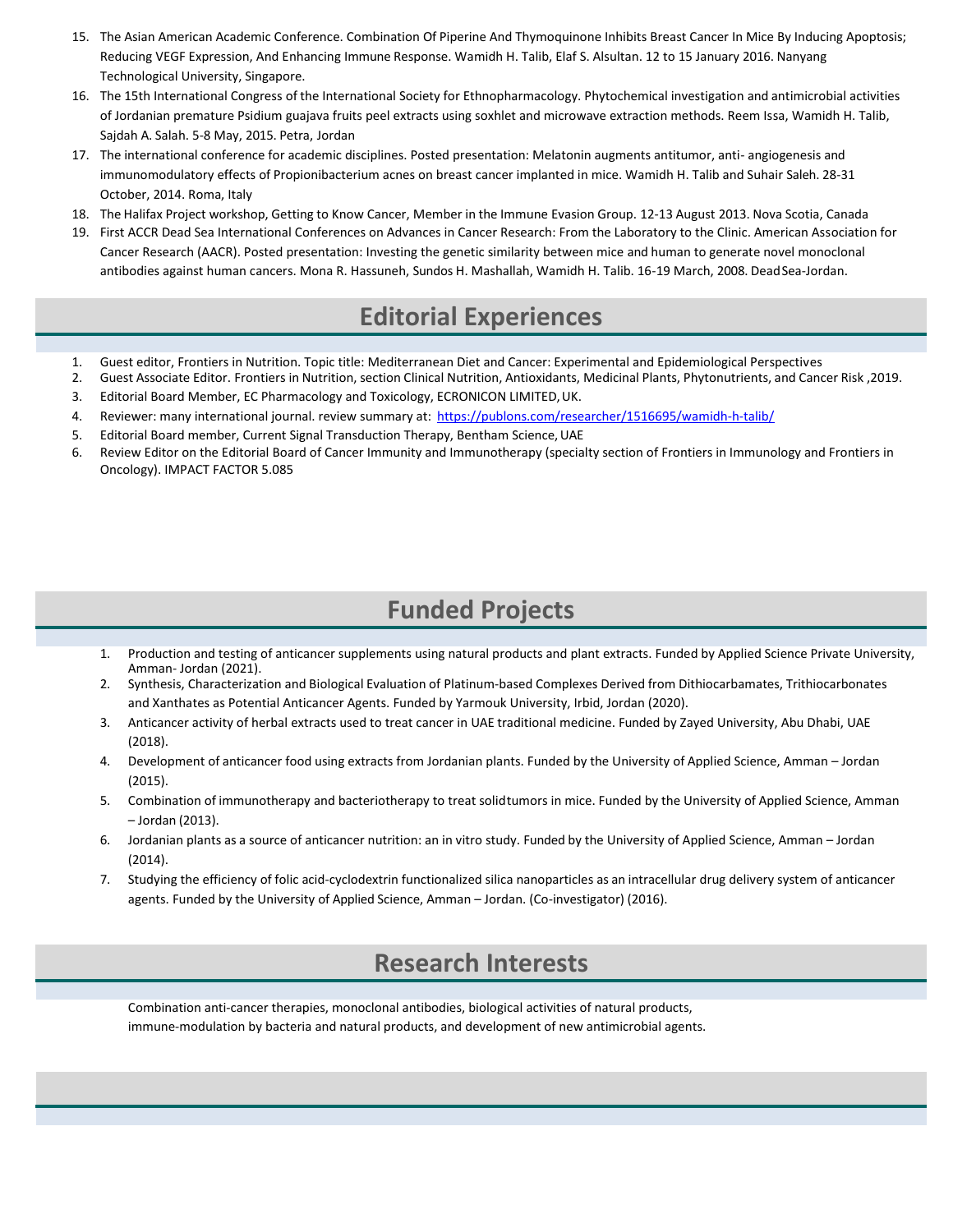15. The Asian American Academic Conference. Combination Of Piperine And Thymoquinone Inhibits Breast Cancer In Mice By Inducing Apoptosis; Reducing VEGF Expression, And Enhancing Immune Response. Wamidh H. Talib, Elaf S. Alsultan. 12 to 15 January 2016. Nanyang Technological University, Singapore.
16. The 15th International Congress of the International Society for Ethnopharmacology. Phytochemical investigation and antimicrobial activities of Jordanian premature Psidium guajava fruits peel extracts using soxhlet and microwave extraction methods. Reem Issa, Wamidh H. Talib, Sajdah A. Salah. 5-8 May, 2015. Petra, Jordan
17. The international conference for academic disciplines. Posted presentation: Melatonin augments antitumor, anti- angiogenesis and immunomodulatory effects of Propionibacterium acnes on breast cancer implanted in mice. Wamidh H. Talib and Suhair Saleh. 28-31 October, 2014. Roma, Italy
18. The Halifax Project workshop, Getting to Know Cancer, Member in the Immune Evasion Group. 12-13 August 2013. Nova Scotia, Canada
19. First ACCR Dead Sea International Conferences on Advances in Cancer Research: From the Laboratory to the Clinic. American Association for Cancer Research (AACR). Posted presentation: Investing the genetic similarity between mice and human to generate novel monoclonal antibodies against human cancers. Mona R. Hassuneh, Sundos H. Mashallah, Wamidh H. Talib. 16-19 March, 2008. Dead Sea-Jordan.

# Editorial Experiences

1. Guest editor, Frontiers in Nutrition. Topic title: Mediterranean Diet and Cancer: Experimental and Epidemiological Perspectives
2. Guest Associate Editor. Frontiers in Nutrition, section Clinical Nutrition, Antioxidants, Medicinal Plants, Phytonutrients, and Cancer Risk ,2019.
3. Editorial Board Member, EC Pharmacology and Toxicology, ECRONICON LIMITED, UK.
4. Reviewer: many international journal. review summary at: https://publons.com/researcher/1516695/wamidh-h-talib/
5. Editorial Board member, Current Signal Transduction Therapy, Bentham Science, UAE
6. Review Editor on the Editorial Board of Cancer Immunity and Immunotherapy (specialty section of Frontiers in Immunology and Frontiers in Oncology). IMPACT FACTOR 5.085

# Funded Projects

1. Production and testing of anticancer supplements using natural products and plant extracts. Funded by Applied Science Private University, Amman- Jordan (2021).
2. Synthesis, Characterization and Biological Evaluation of Platinum-based Complexes Derived from Dithiocarbamates, Trithiocarbonates and Xanthates as Potential Anticancer Agents. Funded by Yarmouk University, Irbid, Jordan (2020).
3. Anticancer activity of herbal extracts used to treat cancer in UAE traditional medicine. Funded by Zayed University, Abu Dhabi, UAE (2018).
4. Development of anticancer food using extracts from Jordanian plants. Funded by the University of Applied Science, Amman – Jordan (2015).
5. Combination of immunotherapy and bacteriotherapy to treat solid tumors in mice. Funded by the University of Applied Science, Amman – Jordan (2013).
6. Jordanian plants as a source of anticancer nutrition: an in vitro study. Funded by the University of Applied Science, Amman – Jordan (2014).
7. Studying the efficiency of folic acid-cyclodextrin functionalized silica nanoparticles as an intracellular drug delivery system of anticancer agents. Funded by the University of Applied Science, Amman – Jordan. (Co-investigator) (2016).

# Research Interests

Combination anti-cancer therapies, monoclonal antibodies, biological activities of natural products, immune-modulation by bacteria and natural products, and development of new antimicrobial agents.